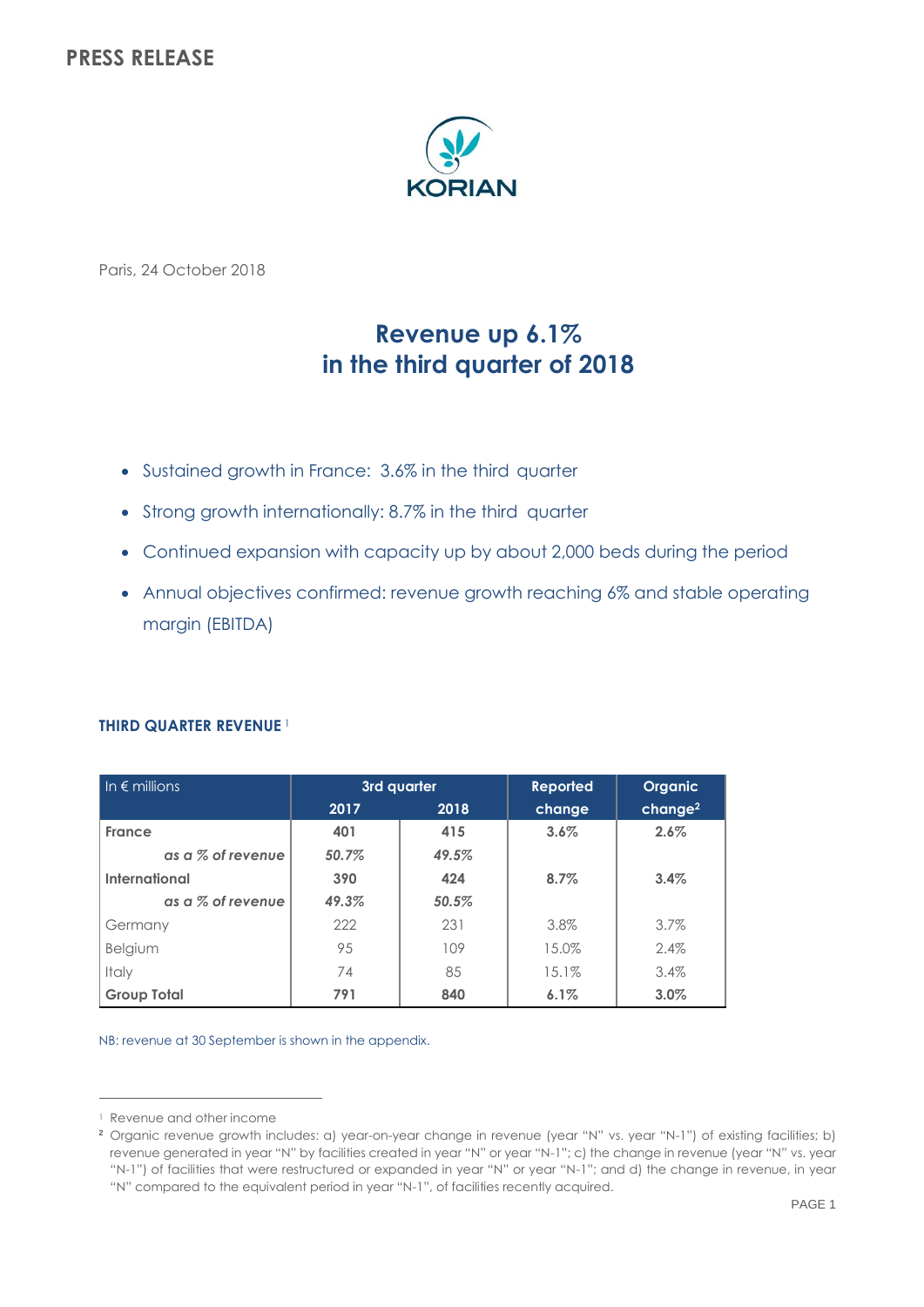# PRESS RELEASE

Paris, 24 October 2018

## Revenue up 6.1% in the third quarter of 2018

- Sustained growth in France: 3.6% in the third quarter
- Strong growth internationally: 8.7% in the third quarter
- Continued expansion with capacity up by about 2,000 beds during the period
- Annual objectives confirmed: revenue growth reaching 6% and stable operating margin (EBITDA)

### THIRD QUARTER REVENUE [1]

| In € millions | 3rd quarter | | Reported | Organic |
|---|---|---|---|---|
| | 2017 | 2018 | change | change[2] |
| **France** | **401** | **415** | **3.6%** | **2.6%** |
| ***as a % of revenue*** | ***50.7%*** | ***49.5%*** | | |
| **International** | **390** | **424** | **8.7%** | **3.4%** |
| ***as a % of revenue*** | ***49.3%*** | ***50.5%*** | | |
| Germany | 222 | 231 | 3.8% | 3.7% |
| Belgium | 95 | 109 | 15.0% | 2.4% |
| Italy | 74 | 85 | 15.1% | 3.4% |
| **Group Total** | **791** | **840** | **6.1%** | **3.0%** |

NB: revenue at 30 September is shown in the appendix.

[1] Revenue and other income

[2] Organic revenue growth includes: a) year-on-year change in revenue (year "N" vs. year "N-1") of existing facilities; b) revenue generated in year "N" by facilities created in year "N" or year "N-1"; c) the change in revenue (year "N" vs. year "N-1") of facilities that were restructured or expanded in year "N" or year "N-1"; and d) the change in revenue, in year "N" compared to the equivalent period in year "N-1", of facilities recently acquired.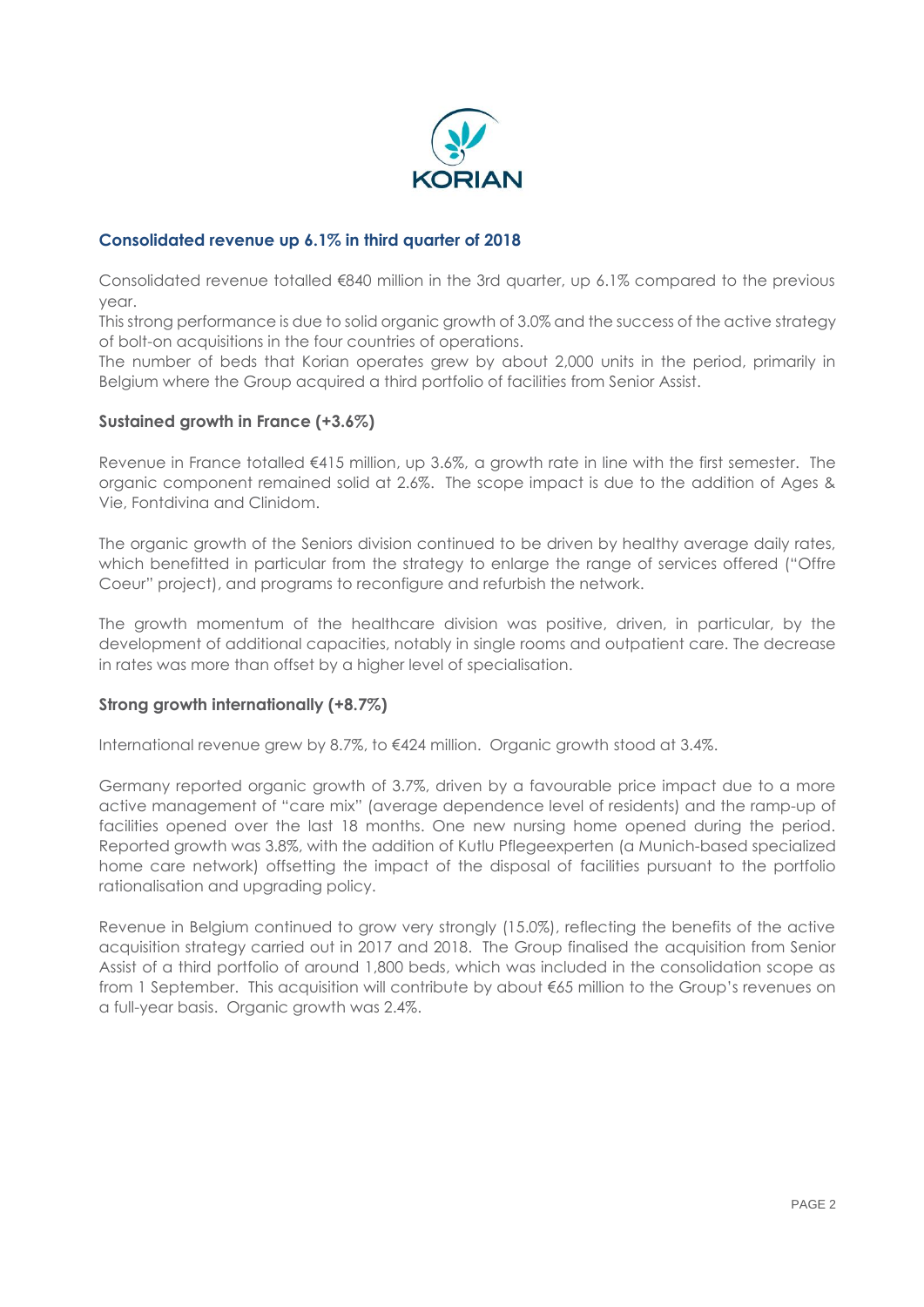## Consolidated revenue up 6.1% in third quarter of 2018

Consolidated revenue totalled €840 million in the 3rd quarter, up 6.1% compared to the previous year.

This strong performance is due to solid organic growth of 3.0% and the success of the active strategy of bolt-on acquisitions in the four countries of operations.

The number of beds that Korian operates grew by about 2,000 units in the period, primarily in Belgium where the Group acquired a third portfolio of facilities from Senior Assist.

### Sustained growth in France (+3.6%)

Revenue in France totalled €415 million, up 3.6%, a growth rate in line with the first semester. The organic component remained solid at 2.6%. The scope impact is due to the addition of Ages & Vie, Fontdivina and Clinidom.

The organic growth of the Seniors division continued to be driven by healthy average daily rates, which benefitted in particular from the strategy to enlarge the range of services offered ("Offre Coeur" project), and programs to reconfigure and refurbish the network.

The growth momentum of the healthcare division was positive, driven, in particular, by the development of additional capacities, notably in single rooms and outpatient care. The decrease in rates was more than offset by a higher level of specialisation.

### Strong growth internationally (+8.7%)

International revenue grew by 8.7%, to €424 million. Organic growth stood at 3.4%.

Germany reported organic growth of 3.7%, driven by a favourable price impact due to a more active management of "care mix" (average dependence level of residents) and the ramp-up of facilities opened over the last 18 months. One new nursing home opened during the period. Reported growth was 3.8%, with the addition of Kutlu Pflegeexperten (a Munich-based specialized home care network) offsetting the impact of the disposal of facilities pursuant to the portfolio rationalisation and upgrading policy.

Revenue in Belgium continued to grow very strongly (15.0%), reflecting the benefits of the active acquisition strategy carried out in 2017 and 2018. The Group finalised the acquisition from Senior Assist of a third portfolio of around 1,800 beds, which was included in the consolidation scope as from 1 September. This acquisition will contribute by about €65 million to the Group's revenues on a full-year basis. Organic growth was 2.4%.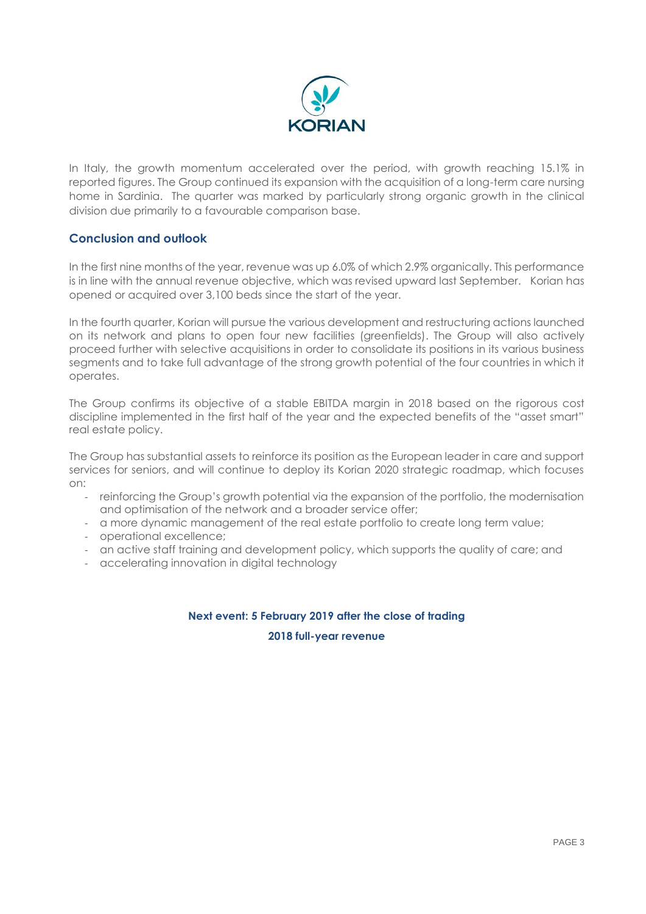In Italy, the growth momentum accelerated over the period, with growth reaching 15.1% in reported figures. The Group continued its expansion with the acquisition of a long-term care nursing home in Sardinia. The quarter was marked by particularly strong organic growth in the clinical division due primarily to a favourable comparison base.

## Conclusion and outlook

In the first nine months of the year, revenue was up 6.0% of which 2.9% organically. This performance is in line with the annual revenue objective, which was revised upward last September. Korian has opened or acquired over 3,100 beds since the start of the year.

In the fourth quarter, Korian will pursue the various development and restructuring actions launched on its network and plans to open four new facilities (greenfields). The Group will also actively proceed further with selective acquisitions in order to consolidate its positions in its various business segments and to take full advantage of the strong growth potential of the four countries in which it operates.

The Group confirms its objective of a stable EBITDA margin in 2018 based on the rigorous cost discipline implemented in the first half of the year and the expected benefits of the "asset smart" real estate policy.

The Group has substantial assets to reinforce its position as the European leader in care and support services for seniors, and will continue to deploy its Korian 2020 strategic roadmap, which focuses on:

- reinforcing the Group's growth potential via the expansion of the portfolio, the modernisation and optimisation of the network and a broader service offer;
- a more dynamic management of the real estate portfolio to create long term value;
- operational excellence;
- an active staff training and development policy, which supports the quality of care; and
- accelerating innovation in digital technology

**Next event: 5 February 2019 after the close of trading**

**2018 full-year revenue**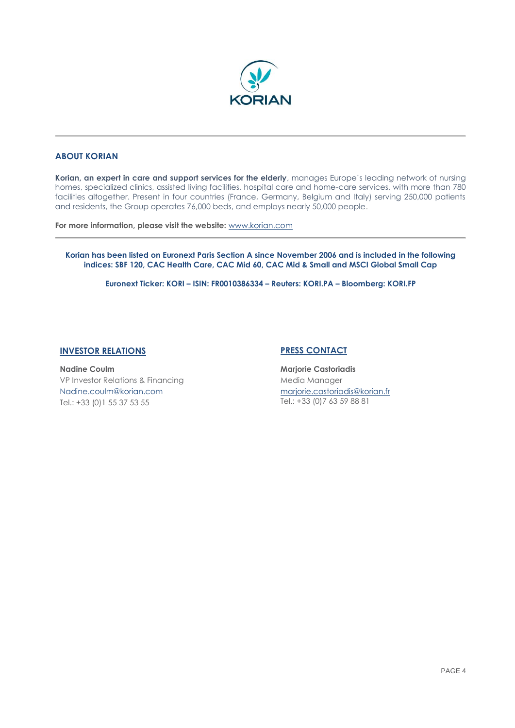## ABOUT KORIAN

**Korian, an expert in care and support services for the elderly**, manages Europe's leading network of nursing homes, specialized clinics, assisted living facilities, hospital care and home-care services, with more than 780 facilities altogether. Present in four countries (France, Germany, Belgium and Italy) serving 250,000 patients and residents, the Group operates 76,000 beds, and employs nearly 50,000 people.

**For more information, please visit the website:** www.korian.com

**Korian has been listed on Euronext Paris Section A since November 2006 and is included in the following indices: SBF 120, CAC Health Care, CAC Mid 60, CAC Mid & Small and MSCI Global Small Cap**

**Euronext Ticker: KORI – ISIN: FR0010386334 – Reuters: KORI.PA – Bloomberg: KORI.FP**

### INVESTOR RELATIONS

**Nadine Coulm**
VP Investor Relations & Financing
Nadine.coulm@korian.com
Tel.: +33 (0)1 55 37 53 55

### PRESS CONTACT

**Marjorie Castoriadis**
Media Manager
marjorie.castoriadis@korian.fr
Tel.: +33 (0)7 63 59 88 81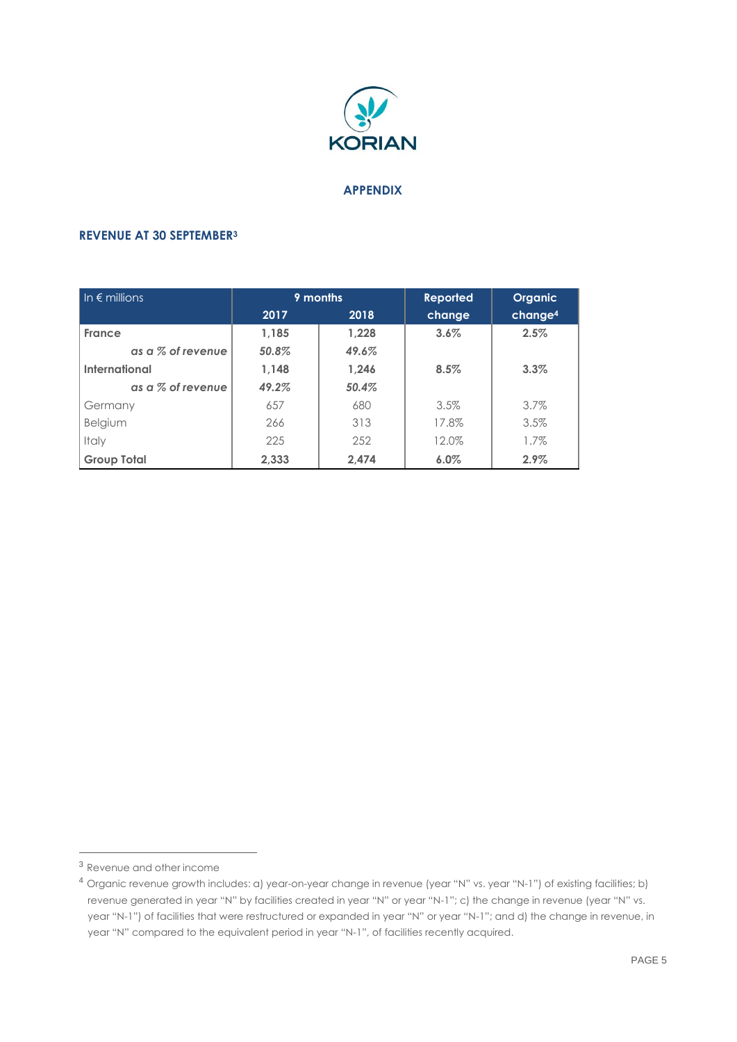KORIAN

## APPENDIX

### REVENUE AT 30 SEPTEMBER[3]

| In € millions | 9 months | | Reported change | Organic change[4] |
|---|---|---|---|---|
| | 2017 | 2018 | | |
| **France** | **1,185** | **1,228** | **3.6%** | **2.5%** |
| ***as a % of revenue*** | ***50.8%*** | ***49.6%*** | | |
| **International** | **1,148** | **1,246** | **8.5%** | **3.3%** |
| ***as a % of revenue*** | ***49.2%*** | ***50.4%*** | | |
| Germany | 657 | 680 | 3.5% | 3.7% |
| Belgium | 266 | 313 | 17.8% | 3.5% |
| Italy | 225 | 252 | 12.0% | 1.7% |
| **Group Total** | **2,333** | **2,474** | **6.0%** | **2.9%** |

[3] Revenue and other income

[4] Organic revenue growth includes: a) year-on-year change in revenue (year "N" vs. year "N-1") of existing facilities; b) revenue generated in year "N" by facilities created in year "N" or year "N-1"; c) the change in revenue (year "N" vs. year "N-1") of facilities that were restructured or expanded in year "N" or year "N-1"; and d) the change in revenue, in year "N" compared to the equivalent period in year "N-1", of facilities recently acquired.